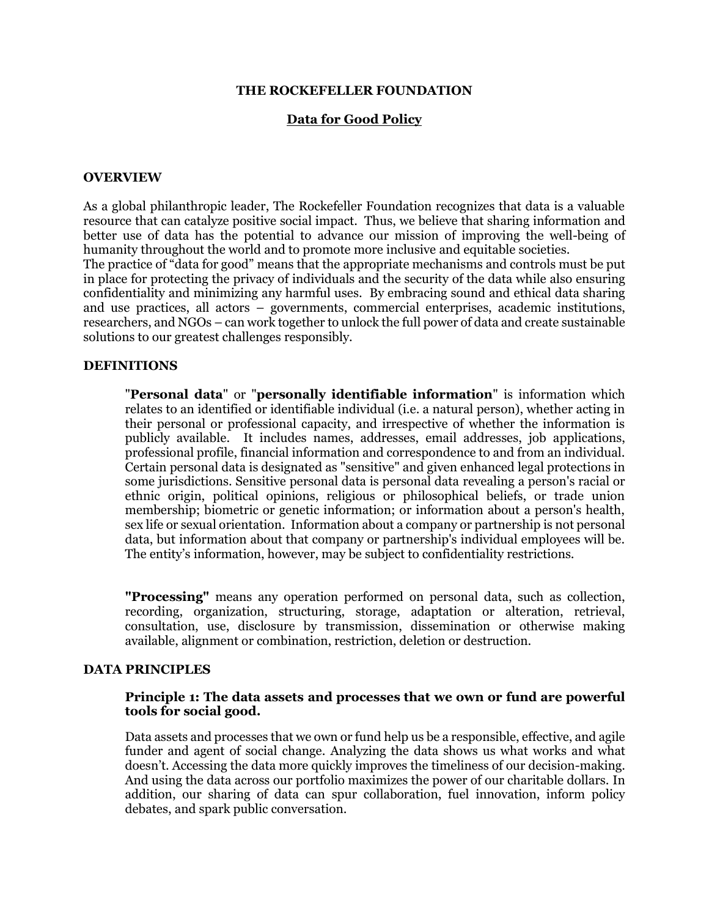# THE ROCKEFELLER FOUNDATION

## Data for Good Policy

### OVERVIEW

As a global philanthropic leader, The Rockefeller Foundation recognizes that data is a valuable resource that can catalyze positive social impact. Thus, we believe that sharing information and better use of data has the potential to advance our mission of improving the well-being of humanity throughout the world and to promote more inclusive and equitable societies.

The practice of "data for good" means that the appropriate mechanisms and controls must be put in place for protecting the privacy of individuals and the security of the data while also ensuring confidentiality and minimizing any harmful uses. By embracing sound and ethical data sharing and use practices, all actors – governments, commercial enterprises, academic institutions, researchers, and NGOs – can work together to unlock the full power of data and create sustainable solutions to our greatest challenges responsibly.

### DEFINITIONS

"**Personal data**" or "**personally identifiable information**" is information which relates to an identified or identifiable individual (i.e. a natural person), whether acting in their personal or professional capacity, and irrespective of whether the information is publicly available. It includes names, addresses, email addresses, job applications, professional profile, financial information and correspondence to and from an individual. Certain personal data is designated as "sensitive" and given enhanced legal protections in some jurisdictions. Sensitive personal data is personal data revealing a person's racial or ethnic origin, political opinions, religious or philosophical beliefs, or trade union membership; biometric or genetic information; or information about a person's health, sex life or sexual orientation. Information about a company or partnership is not personal data, but information about that company or partnership's individual employees will be. The entity's information, however, may be subject to confidentiality restrictions.

**"Processing"** means any operation performed on personal data, such as collection, recording, organization, structuring, storage, adaptation or alteration, retrieval, consultation, use, disclosure by transmission, dissemination or otherwise making available, alignment or combination, restriction, deletion or destruction.

### DATA PRINCIPLES

**Principle 1: The data assets and processes that we own or fund are powerful tools for social good.**

Data assets and processes that we own or fund help us be a responsible, effective, and agile funder and agent of social change. Analyzing the data shows us what works and what doesn't. Accessing the data more quickly improves the timeliness of our decision-making. And using the data across our portfolio maximizes the power of our charitable dollars. In addition, our sharing of data can spur collaboration, fuel innovation, inform policy debates, and spark public conversation.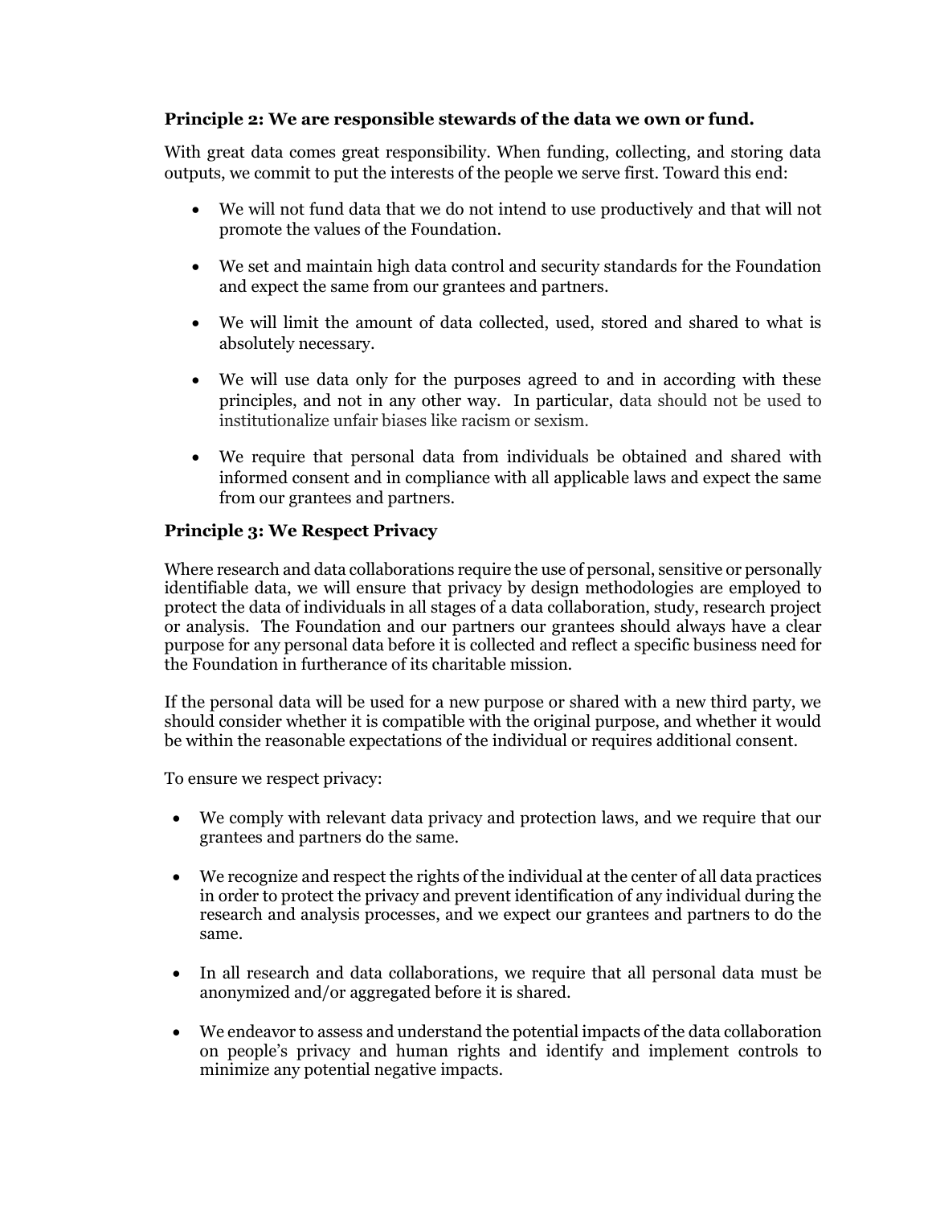### Principle 2: We are responsible stewards of the data we own or fund.

With great data comes great responsibility. When funding, collecting, and storing data outputs, we commit to put the interests of the people we serve first. Toward this end:

- We will not fund data that we do not intend to use productively and that will not promote the values of the Foundation.

- We set and maintain high data control and security standards for the Foundation and expect the same from our grantees and partners.

- We will limit the amount of data collected, used, stored and shared to what is absolutely necessary.

- We will use data only for the purposes agreed to and in according with these principles, and not in any other way. In particular, data should not be used to institutionalize unfair biases like racism or sexism.

- We require that personal data from individuals be obtained and shared with informed consent and in compliance with all applicable laws and expect the same from our grantees and partners.

### Principle 3: We Respect Privacy

Where research and data collaborations require the use of personal, sensitive or personally identifiable data, we will ensure that privacy by design methodologies are employed to protect the data of individuals in all stages of a data collaboration, study, research project or analysis. The Foundation and our partners our grantees should always have a clear purpose for any personal data before it is collected and reflect a specific business need for the Foundation in furtherance of its charitable mission.

If the personal data will be used for a new purpose or shared with a new third party, we should consider whether it is compatible with the original purpose, and whether it would be within the reasonable expectations of the individual or requires additional consent.

To ensure we respect privacy:

- We comply with relevant data privacy and protection laws, and we require that our grantees and partners do the same.

- We recognize and respect the rights of the individual at the center of all data practices in order to protect the privacy and prevent identification of any individual during the research and analysis processes, and we expect our grantees and partners to do the same.

- In all research and data collaborations, we require that all personal data must be anonymized and/or aggregated before it is shared.

- We endeavor to assess and understand the potential impacts of the data collaboration on people's privacy and human rights and identify and implement controls to minimize any potential negative impacts.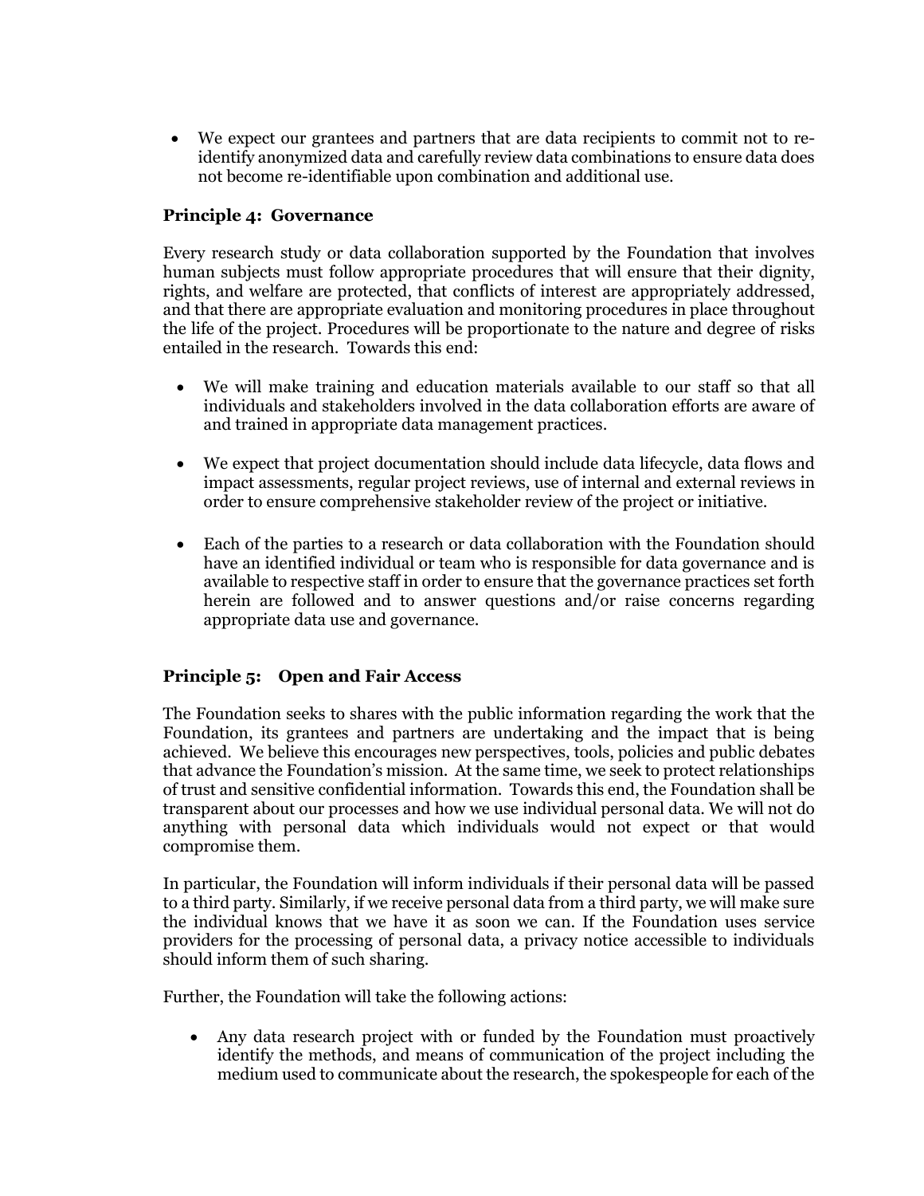- We expect our grantees and partners that are data recipients to commit not to re-identify anonymized data and carefully review data combinations to ensure data does not become re-identifiable upon combination and additional use.

### Principle 4: Governance

Every research study or data collaboration supported by the Foundation that involves human subjects must follow appropriate procedures that will ensure that their dignity, rights, and welfare are protected, that conflicts of interest are appropriately addressed, and that there are appropriate evaluation and monitoring procedures in place throughout the life of the project. Procedures will be proportionate to the nature and degree of risks entailed in the research. Towards this end:

- We will make training and education materials available to our staff so that all individuals and stakeholders involved in the data collaboration efforts are aware of and trained in appropriate data management practices.

- We expect that project documentation should include data lifecycle, data flows and impact assessments, regular project reviews, use of internal and external reviews in order to ensure comprehensive stakeholder review of the project or initiative.

- Each of the parties to a research or data collaboration with the Foundation should have an identified individual or team who is responsible for data governance and is available to respective staff in order to ensure that the governance practices set forth herein are followed and to answer questions and/or raise concerns regarding appropriate data use and governance.

### Principle 5: Open and Fair Access

The Foundation seeks to shares with the public information regarding the work that the Foundation, its grantees and partners are undertaking and the impact that is being achieved. We believe this encourages new perspectives, tools, policies and public debates that advance the Foundation's mission. At the same time, we seek to protect relationships of trust and sensitive confidential information. Towards this end, the Foundation shall be transparent about our processes and how we use individual personal data. We will not do anything with personal data which individuals would not expect or that would compromise them.

In particular, the Foundation will inform individuals if their personal data will be passed to a third party. Similarly, if we receive personal data from a third party, we will make sure the individual knows that we have it as soon we can. If the Foundation uses service providers for the processing of personal data, a privacy notice accessible to individuals should inform them of such sharing.

Further, the Foundation will take the following actions:

- Any data research project with or funded by the Foundation must proactively identify the methods, and means of communication of the project including the medium used to communicate about the research, the spokespeople for each of the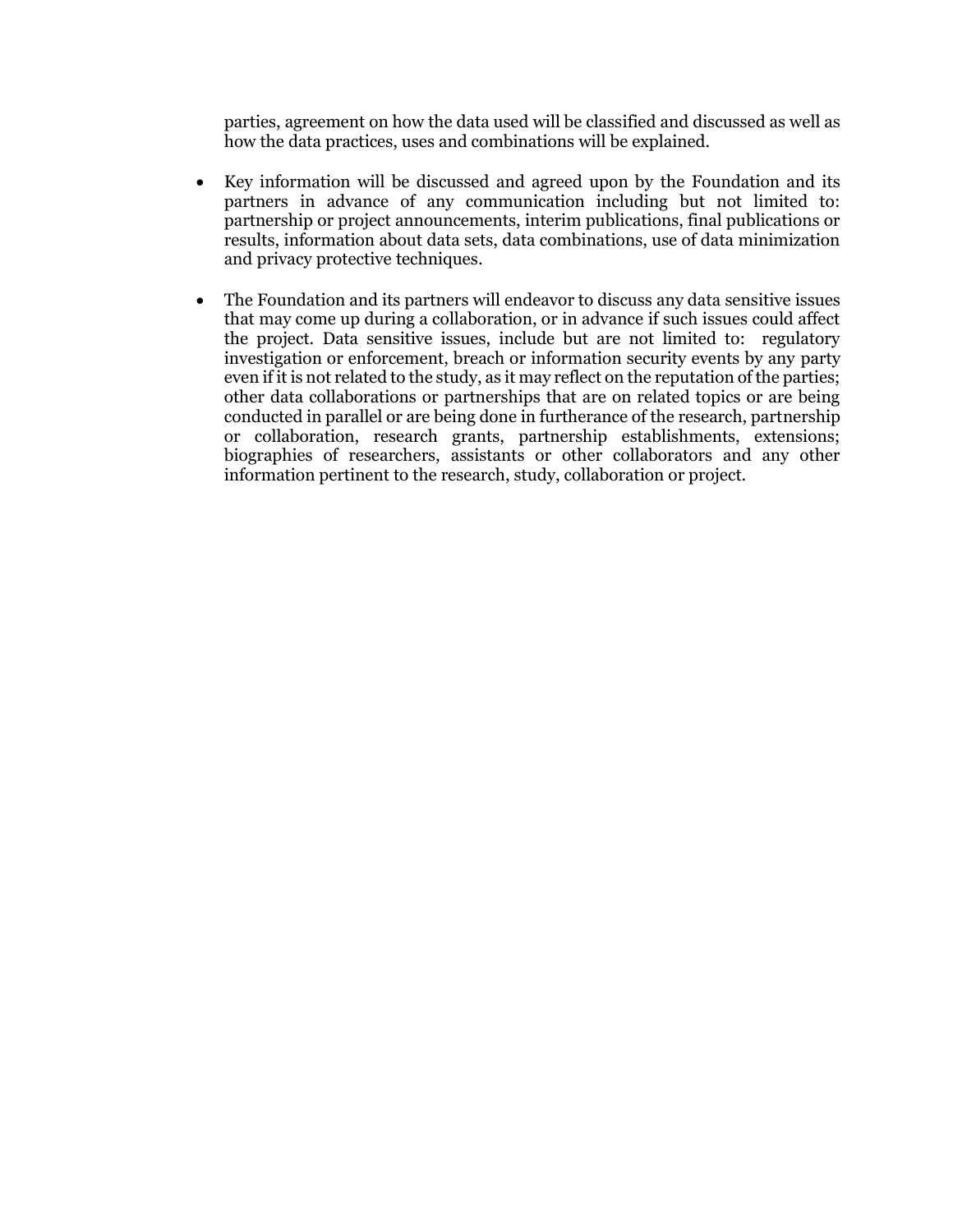parties, agreement on how the data used will be classified and discussed as well as how the data practices, uses and combinations will be explained.

- Key information will be discussed and agreed upon by the Foundation and its partners in advance of any communication including but not limited to: partnership or project announcements, interim publications, final publications or results, information about data sets, data combinations, use of data minimization and privacy protective techniques.

- The Foundation and its partners will endeavor to discuss any data sensitive issues that may come up during a collaboration, or in advance if such issues could affect the project. Data sensitive issues, include but are not limited to: regulatory investigation or enforcement, breach or information security events by any party even if it is not related to the study, as it may reflect on the reputation of the parties; other data collaborations or partnerships that are on related topics or are being conducted in parallel or are being done in furtherance of the research, partnership or collaboration, research grants, partnership establishments, extensions; biographies of researchers, assistants or other collaborators and any other information pertinent to the research, study, collaboration or project.